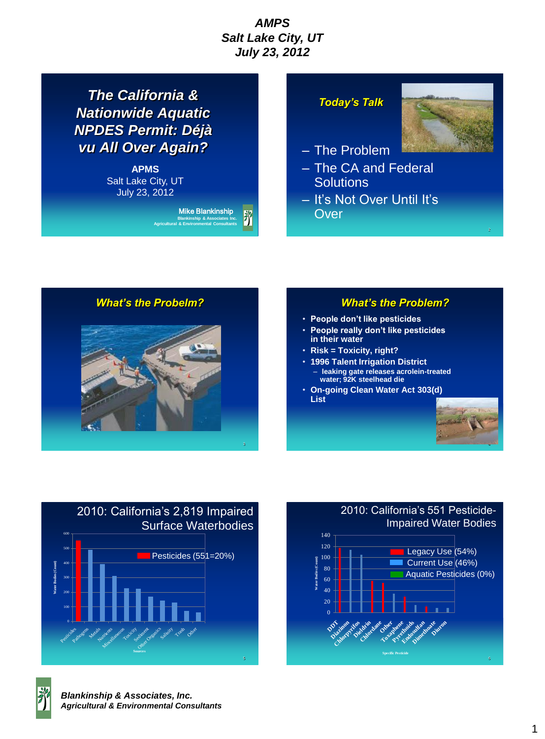# AMPS
## Salt Lake City, UT
## July 23, 2012

---

## The California & Nationwide Aquatic NPDES Permit: Déjà vu All Over Again?

**APMS**
Salt Lake City, UT
July 23, 2012

**Mike Blankinship**
Blankinship & Associates Inc.
Agricultural & Environmental Consultants

---

## Today's Talk

- The Problem
- The CA and Federal Solutions
- It's Not Over Until It's Over

---

## What's the Probelm?

---

## What's the Problem?

- People don't like pesticides
- People really don't like pesticides in their water
- Risk = Toxicity, right?
- 1996 Talent Irrigation District
  - leaking gate releases acrolein-treated water; 92K steelhead die
- On-going Clean Water Act 303(d) List

---

## 2010: California's 2,819 Impaired Surface Waterbodies

Pesticides (551=20%)

Water Bodies (Count)

Sources: Pesticides, Pathogens, Metals, Nutrients, Miscellaneous, Toxicity, Sediment, Other Organics, Salinity, Trash, Other

---

## 2010: California's 551 Pesticide-Impaired Water Bodies

- Legacy Use (54%)
- Current Use (46%)
- Aquatic Pesticides (0%)

Water Bodies (Count)

Specific Pesticide: DDT, Diazinon, Chlorpyrifos, Dieldrin, Chlordane, Other, Toxaphene, Pyrethoids, Endosulfan, Dimethoate, Diuron

---

*Blankinship & Associates, Inc.*
*Agricultural & Environmental Consultants*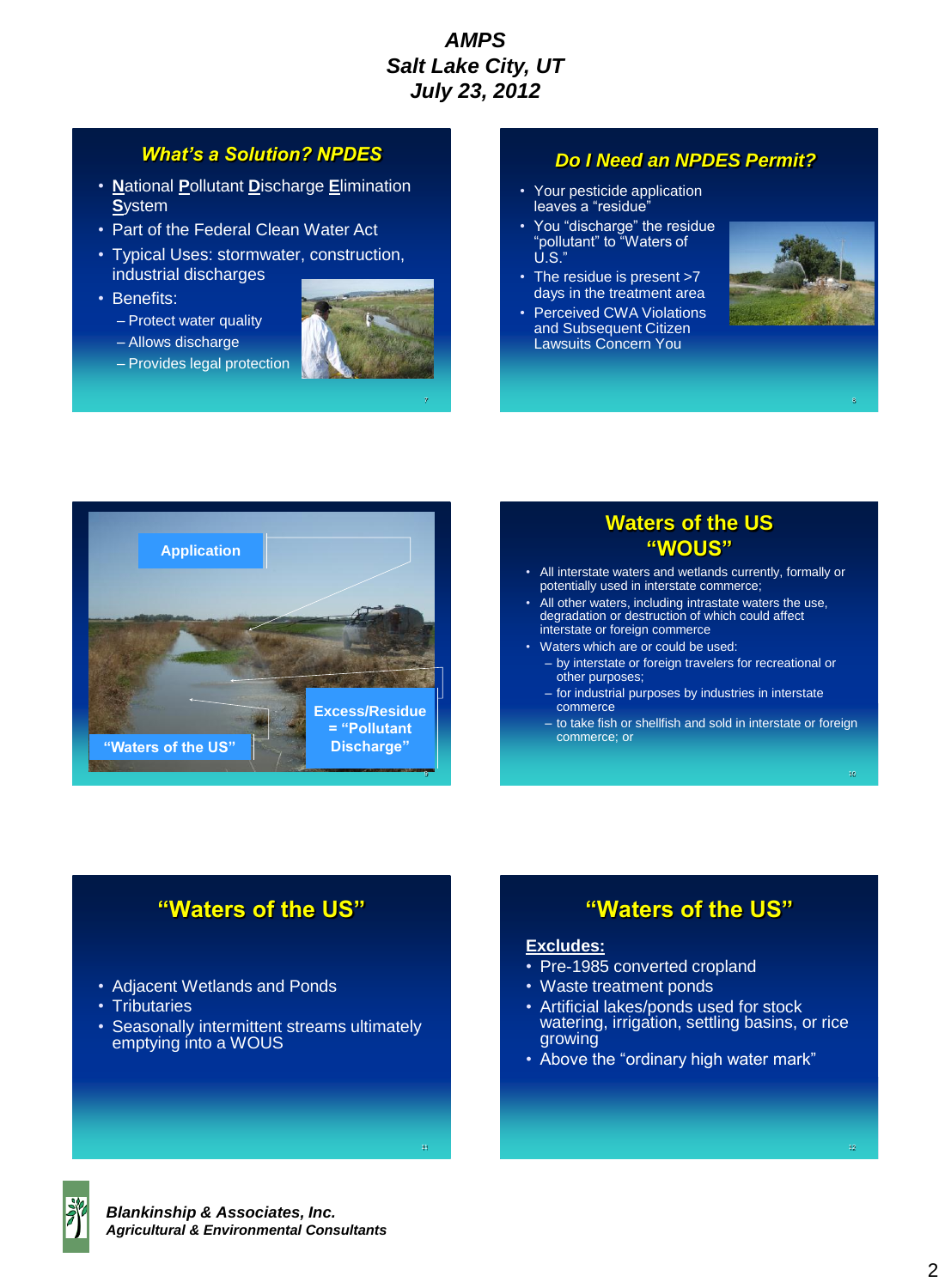# AMPS
## Salt Lake City, UT
## July 23, 2012

## What's a Solution? NPDES

- **N**ational **P**ollutant **D**ischarge **E**limination **S**ystem
- Part of the Federal Clean Water Act
- Typical Uses: stormwater, construction, industrial discharges
- Benefits:
  - Protect water quality
  - Allows discharge
  - Provides legal protection

## Do I Need an NPDES Permit?

- Your pesticide application leaves a "residue"
- You "discharge" the residue "pollutant" to "Waters of U.S."
- The residue is present >7 days in the treatment area
- Perceived CWA Violations and Subsequent Citizen Lawsuits Concern You

Application

Excess/Residue = "Pollutant Discharge"

"Waters of the US"

## Waters of the US "WOUS"

- All interstate waters and wetlands currently, formally or potentially used in interstate commerce;
- All other waters, including intrastate waters the use, degradation or destruction of which could affect interstate or foreign commerce
- Waters which are or could be used:
  - by interstate or foreign travelers for recreational or other purposes;
  - for industrial purposes by industries in interstate commerce
  - to take fish or shellfish and sold in interstate or foreign commerce; or

## "Waters of the US"

- Adjacent Wetlands and Ponds
- Tributaries
- Seasonally intermittent streams ultimately emptying into a WOUS

## "Waters of the US"

**Excludes:**

- Pre-1985 converted cropland
- Waste treatment ponds
- Artificial lakes/ponds used for stock watering, irrigation, settling basins, or rice growing
- Above the "ordinary high water mark"

***Blankinship & Associates, Inc.***
***Agricultural & Environmental Consultants***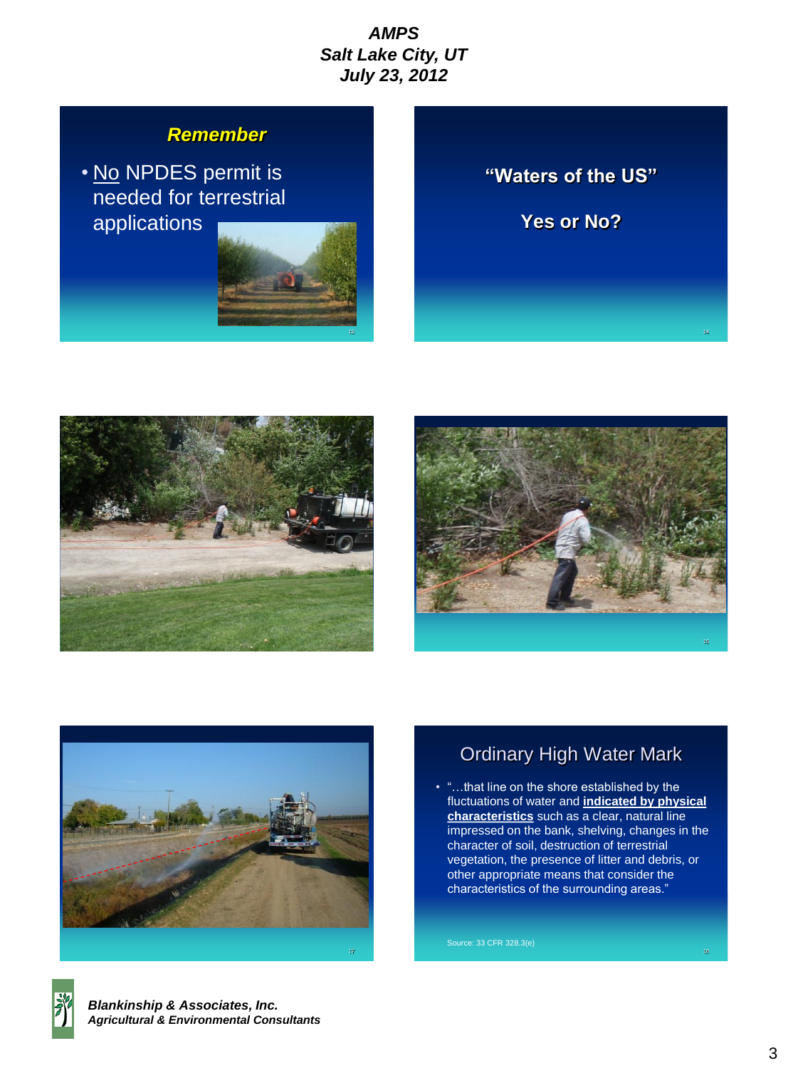## Remember

- No NPDES permit is needed for terrestrial applications

## "Waters of the US"

**Yes or No?**

## Ordinary High Water Mark

- "…that line on the shore established by the fluctuations of water and **indicated by physical characteristics** such as a clear, natural line impressed on the bank, shelving, changes in the character of soil, destruction of terrestrial vegetation, the presence of litter and debris, or other appropriate means that consider the characteristics of the surrounding areas."

Source: 33 CFR 328.3(e)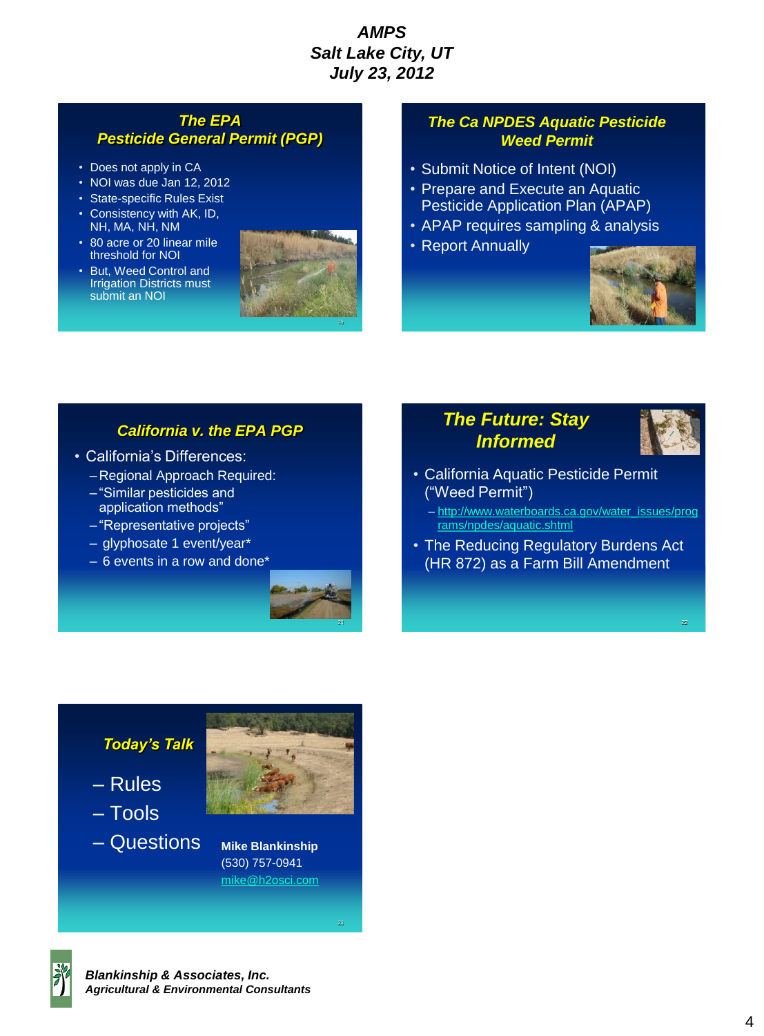***AMPS***
***Salt Lake City, UT***
***July 23, 2012***

## *The EPA Pesticide General Permit (PGP)*

- Does not apply in CA
- NOI was due Jan 12, 2012
- State-specific Rules Exist
- Consistency with AK, ID, NH, MA, NH, NM
- 80 acre or 20 linear mile threshold for NOI
- But, Weed Control and Irrigation Districts must submit an NOI

## *The Ca NPDES Aquatic Pesticide Weed Permit*

- Submit Notice of Intent (NOI)
- Prepare and Execute an Aquatic Pesticide Application Plan (APAP)
- APAP requires sampling & analysis
- Report Annually

## *California v. the EPA PGP*

- California's Differences:
  - Regional Approach Required:
  - "Similar pesticides and application methods"
  - "Representative projects"
  - glyphosate 1 event/year*
  - 6 events in a row and done*

## *The Future: Stay Informed*

- California Aquatic Pesticide Permit ("Weed Permit")
  - http://www.waterboards.ca.gov/water_issues/programs/npdes/aquatic.shtml
- The Reducing Regulatory Burdens Act (HR 872) as a Farm Bill Amendment

## *Today's Talk*

- Rules
- Tools
- Questions

**Mike Blankinship**
(530) 757-0941
mike@h2osci.com

***Blankinship & Associates, Inc.***
***Agricultural & Environmental Consultants***